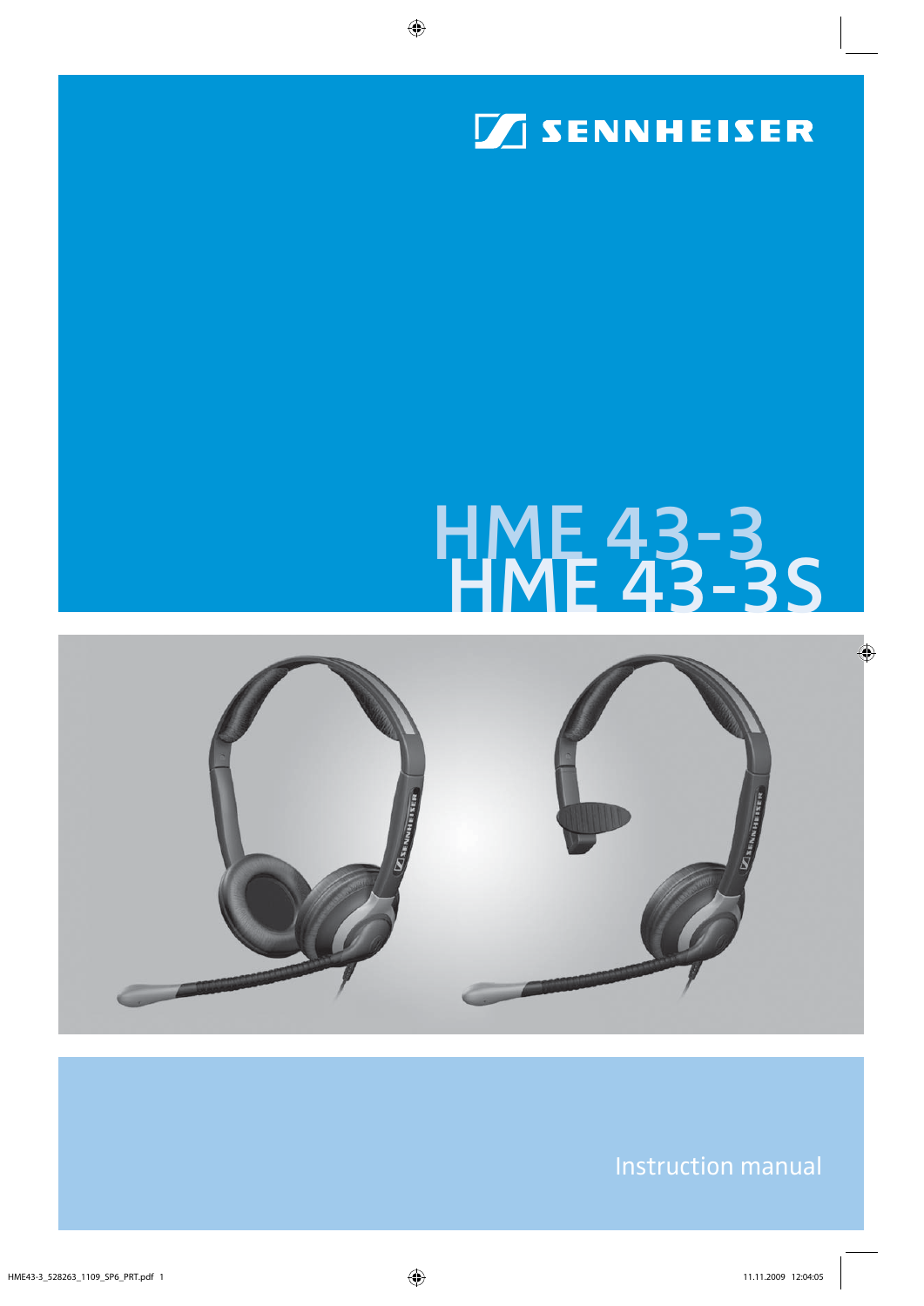SENNHEISER

# HME 43-3
# HME 43-3S

Instruction manual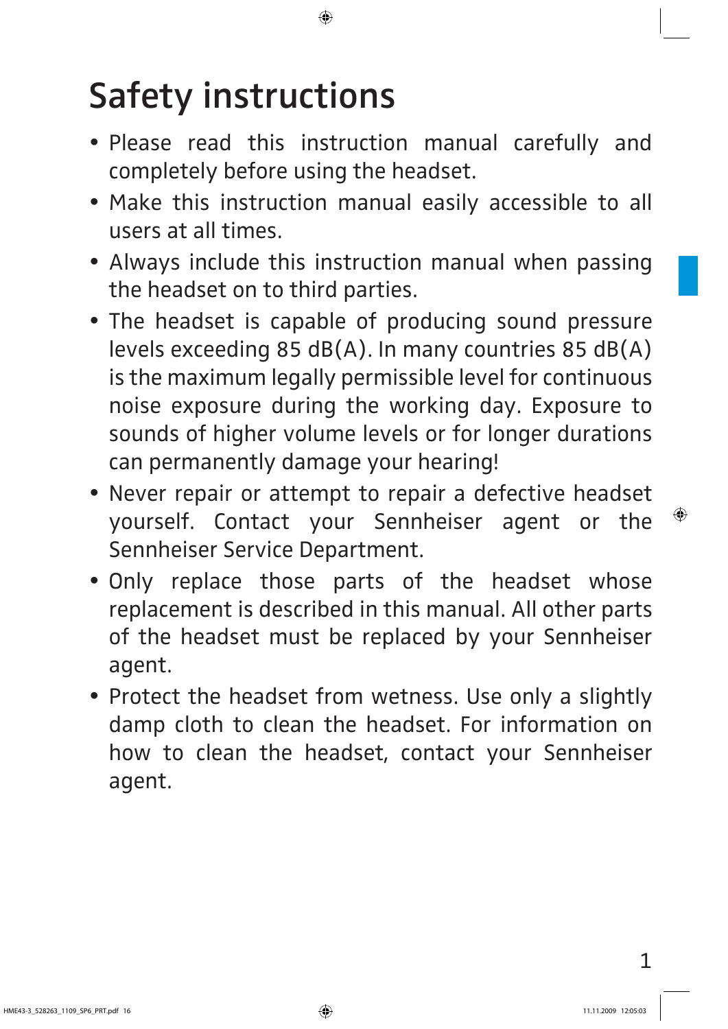# Safety instructions

- Please read this instruction manual carefully and completely before using the headset.
- Make this instruction manual easily accessible to all users at all times.
- Always include this instruction manual when passing the headset on to third parties.
- The headset is capable of producing sound pressure levels exceeding 85 dB(A). In many countries 85 dB(A) is the maximum legally permissible level for continuous noise exposure during the working day. Exposure to sounds of higher volume levels or for longer durations can permanently damage your hearing!
- Never repair or attempt to repair a defective headset yourself. Contact your Sennheiser agent or the Sennheiser Service Department.
- Only replace those parts of the headset whose replacement is described in this manual. All other parts of the headset must be replaced by your Sennheiser agent.
- Protect the headset from wetness. Use only a slightly damp cloth to clean the headset. For information on how to clean the headset, contact your Sennheiser agent.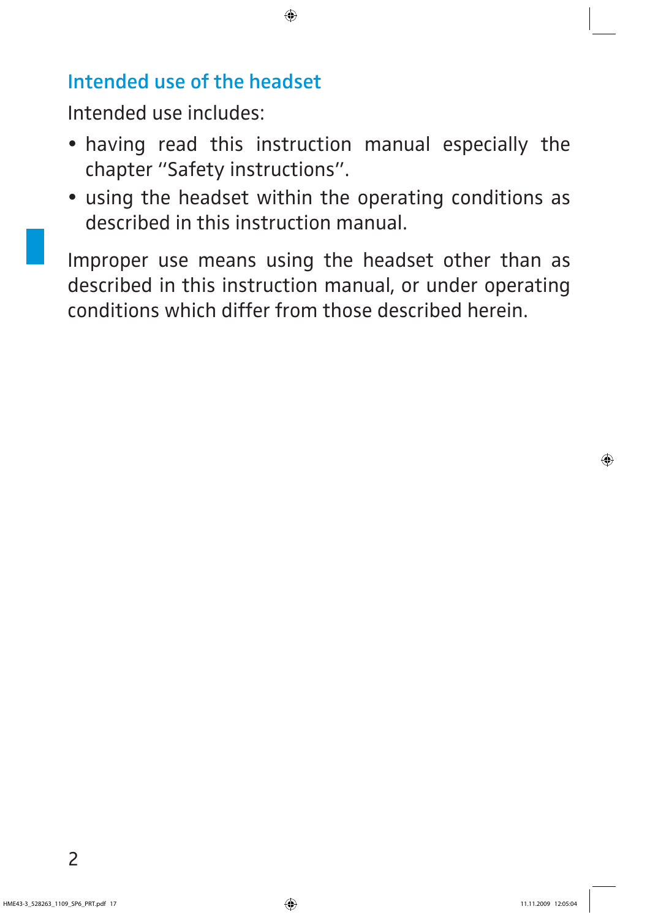## Intended use of the headset

Intended use includes:

- having read this instruction manual especially the chapter ''Safety instructions''.
- using the headset within the operating conditions as described in this instruction manual.

Improper use means using the headset other than as described in this instruction manual, or under operating conditions which differ from those described herein.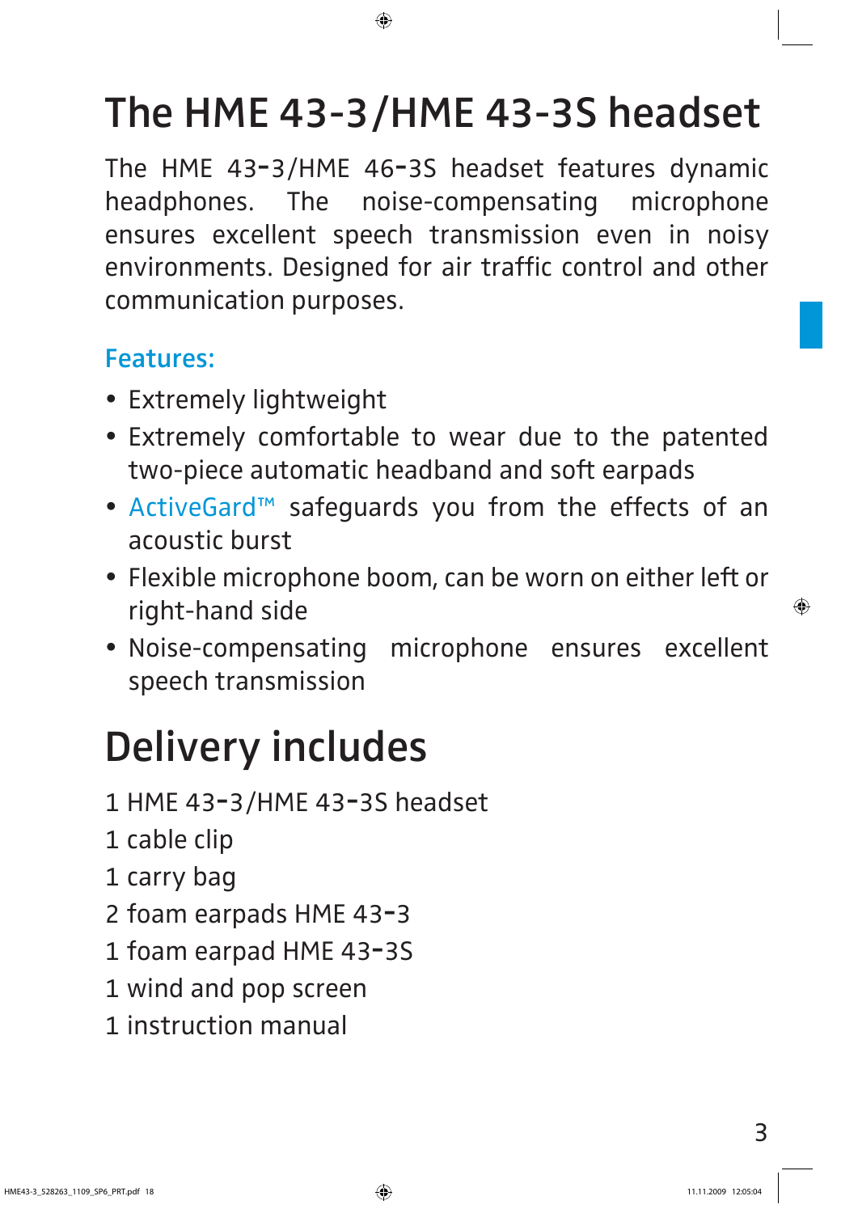# The HME 43-3/HME 43-3S headset

The HME 43-3/HME 46-3S headset features dynamic headphones. The noise-compensating microphone ensures excellent speech transmission even in noisy environments. Designed for air traffic control and other communication purposes.

### Features:

- Extremely lightweight
- Extremely comfortable to wear due to the patented two-piece automatic headband and soft earpads
- ActiveGard™ safeguards you from the effects of an acoustic burst
- Flexible microphone boom, can be worn on either left or right-hand side
- Noise-compensating microphone ensures excellent speech transmission

# Delivery includes

1 HME 43-3/HME 43-3S headset
1 cable clip
1 carry bag
2 foam earpads HME 43-3
1 foam earpad HME 43-3S
1 wind and pop screen
1 instruction manual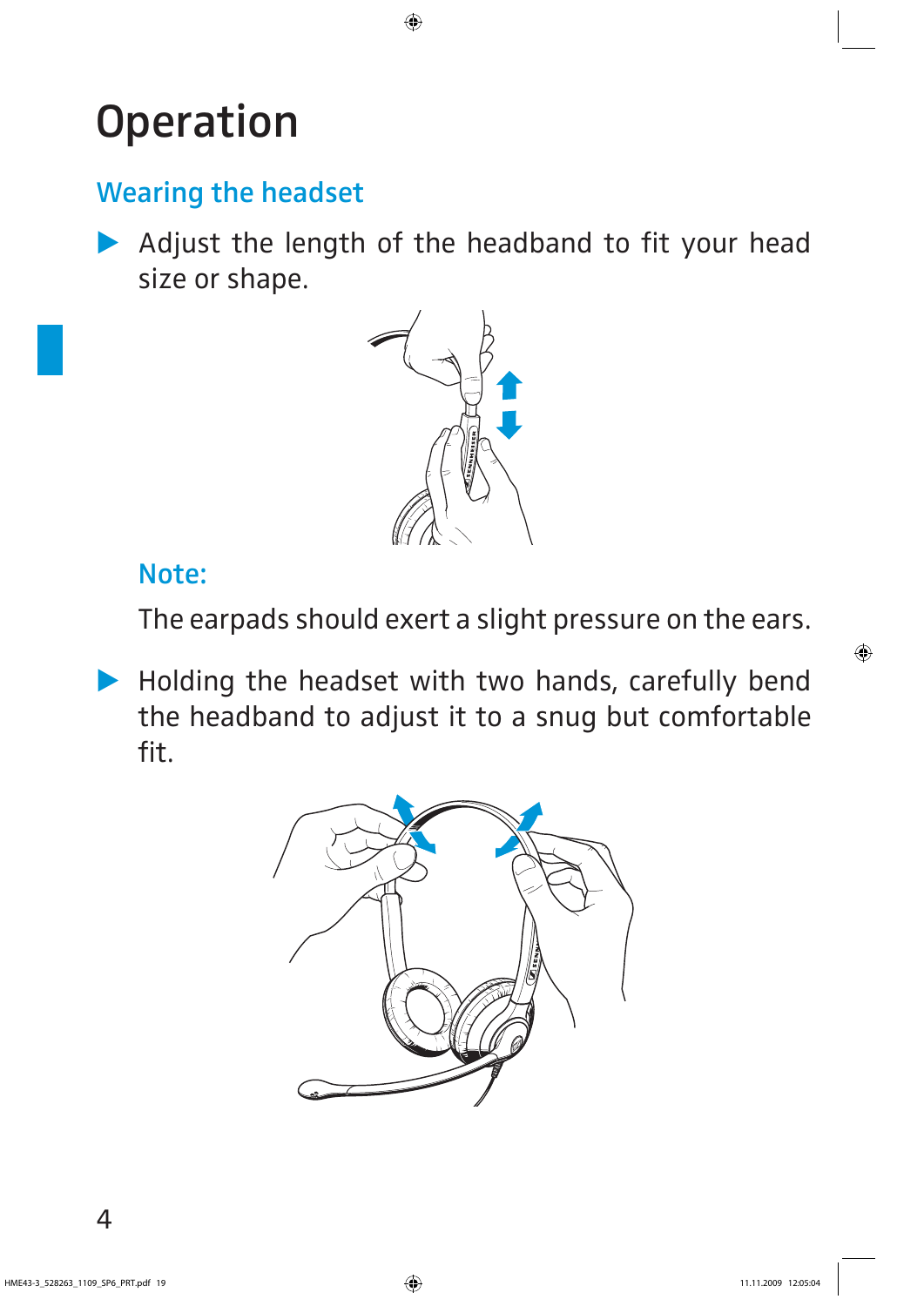# Operation

## Wearing the headset

- Adjust the length of the headband to fit your head size or shape.

**Note:**

The earpads should exert a slight pressure on the ears.

- Holding the headset with two hands, carefully bend the headband to adjust it to a snug but comfortable fit.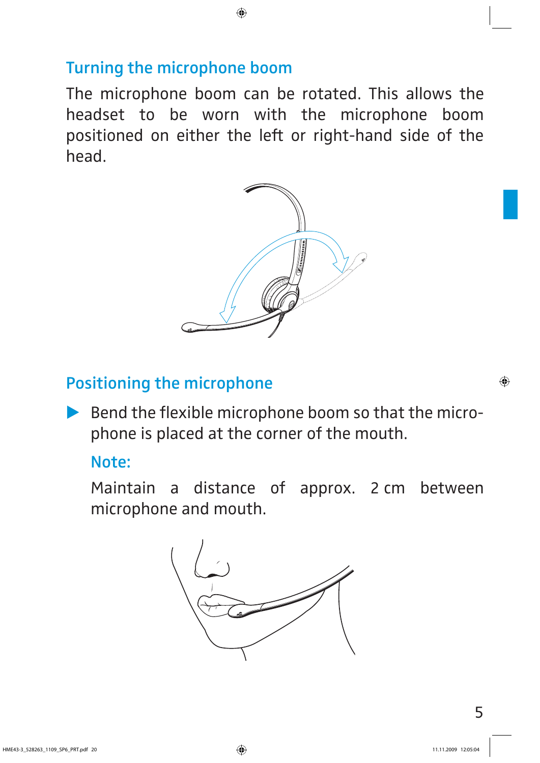## Turning the microphone boom

The microphone boom can be rotated. This allows the headset to be worn with the microphone boom positioned on either the left or right-hand side of the head.

## Positioning the microphone

- ▶ Bend the flexible microphone boom so that the microphone is placed at the corner of the mouth.

  **Note:**

  Maintain a distance of approx. 2 cm between microphone and mouth.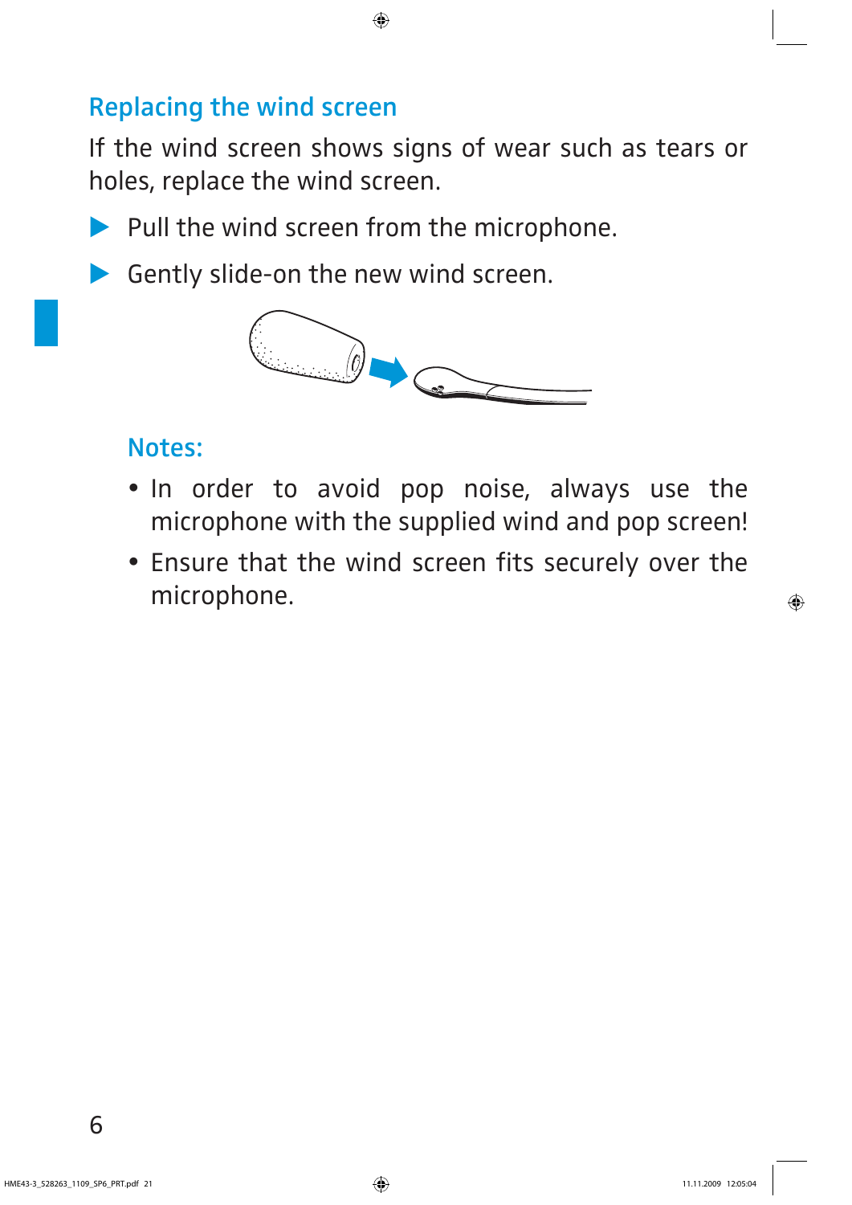## Replacing the wind screen

If the wind screen shows signs of wear such as tears or holes, replace the wind screen.

- Pull the wind screen from the microphone.
- Gently slide-on the new wind screen.

### Notes:

- In order to avoid pop noise, always use the microphone with the supplied wind and pop screen!
- Ensure that the wind screen fits securely over the microphone.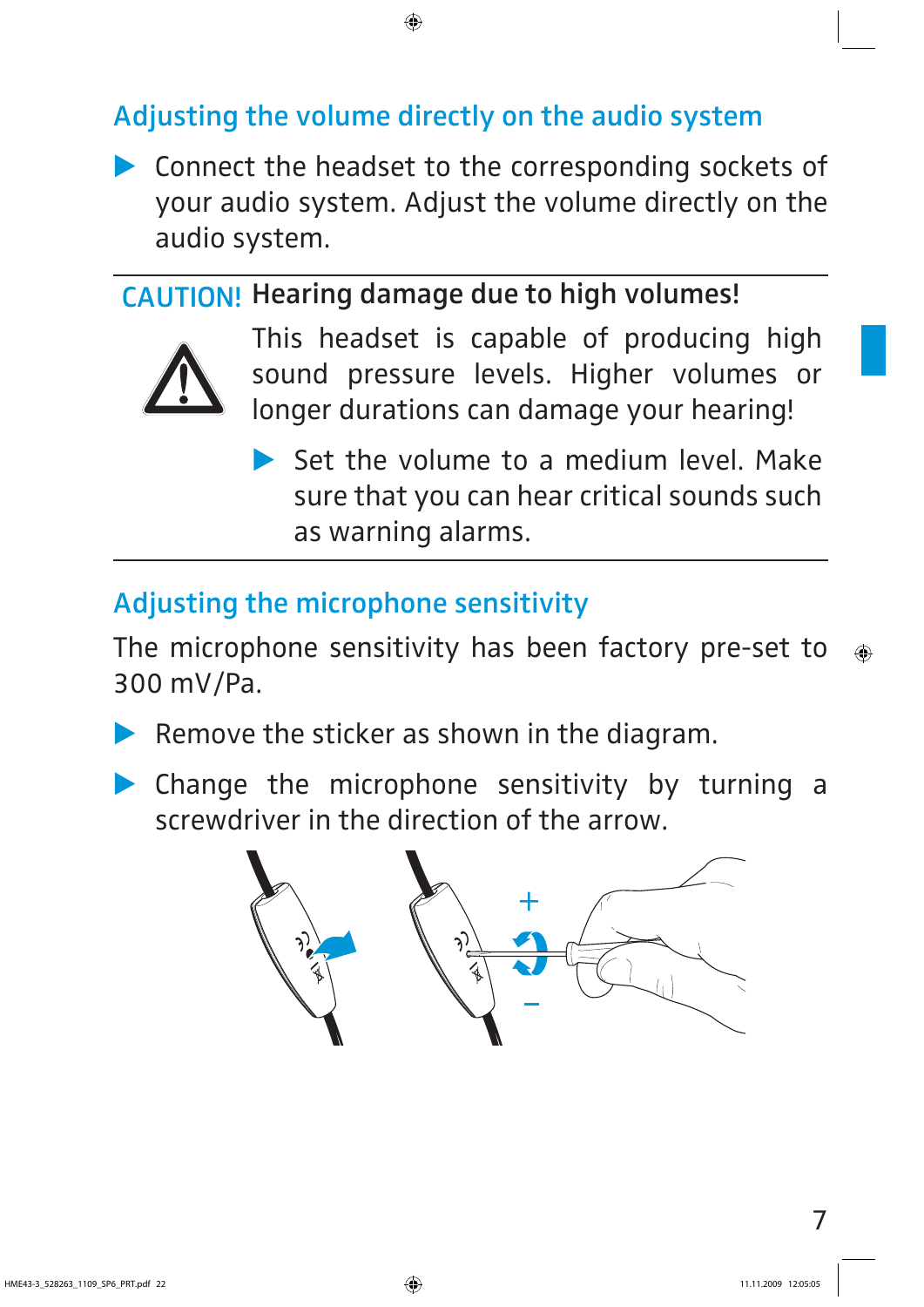## Adjusting the volume directly on the audio system

- Connect the headset to the corresponding sockets of your audio system. Adjust the volume directly on the audio system.

**CAUTION! Hearing damage due to high volumes!**

This headset is capable of producing high sound pressure levels. Higher volumes or longer durations can damage your hearing!

- Set the volume to a medium level. Make sure that you can hear critical sounds such as warning alarms.

## Adjusting the microphone sensitivity

The microphone sensitivity has been factory pre-set to 300 mV/Pa.

- Remove the sticker as shown in the diagram.
- Change the microphone sensitivity by turning a screwdriver in the direction of the arrow.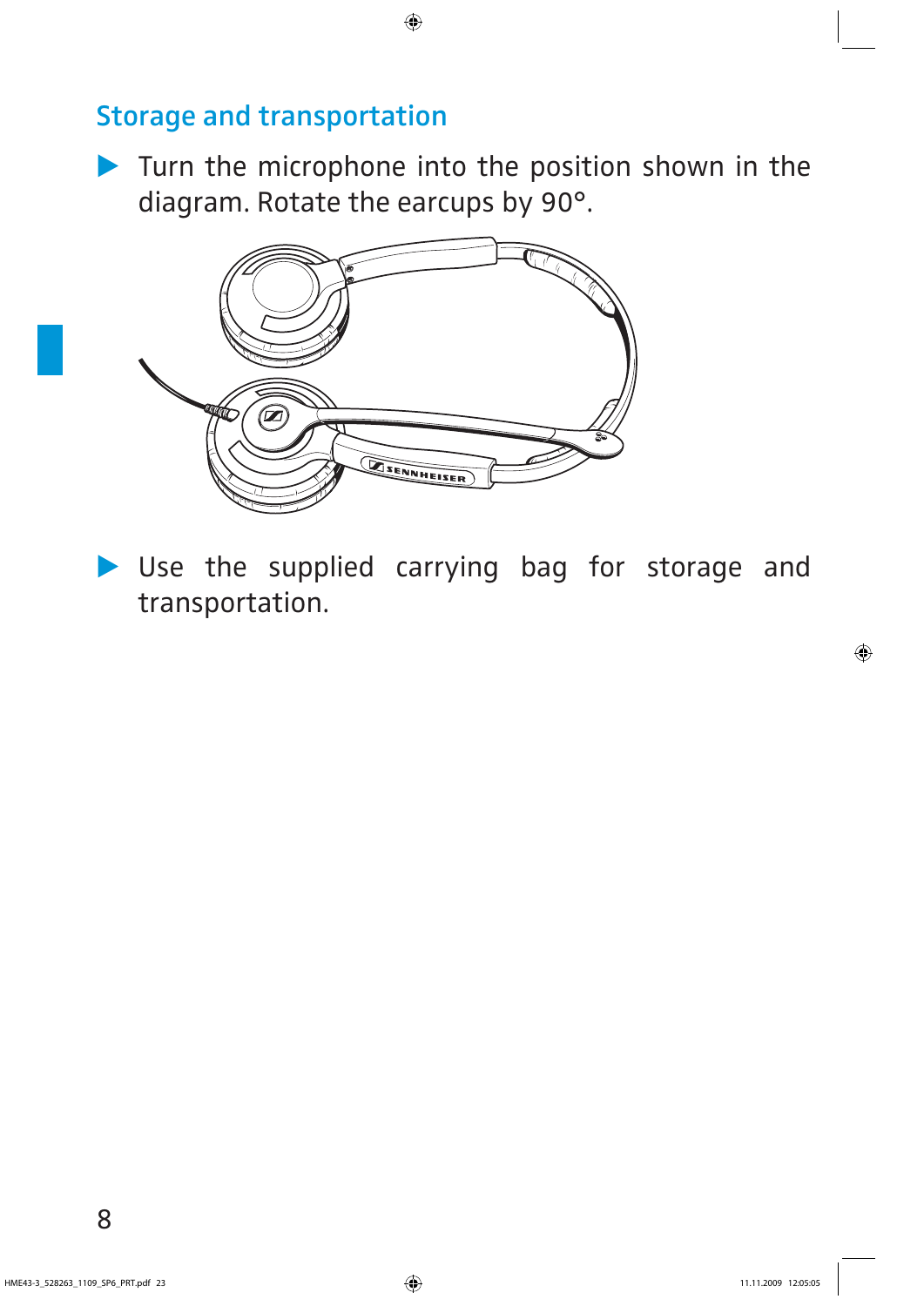## Storage and transportation

- Turn the microphone into the position shown in the diagram. Rotate the earcups by 90°.

- Use the supplied carrying bag for storage and transportation.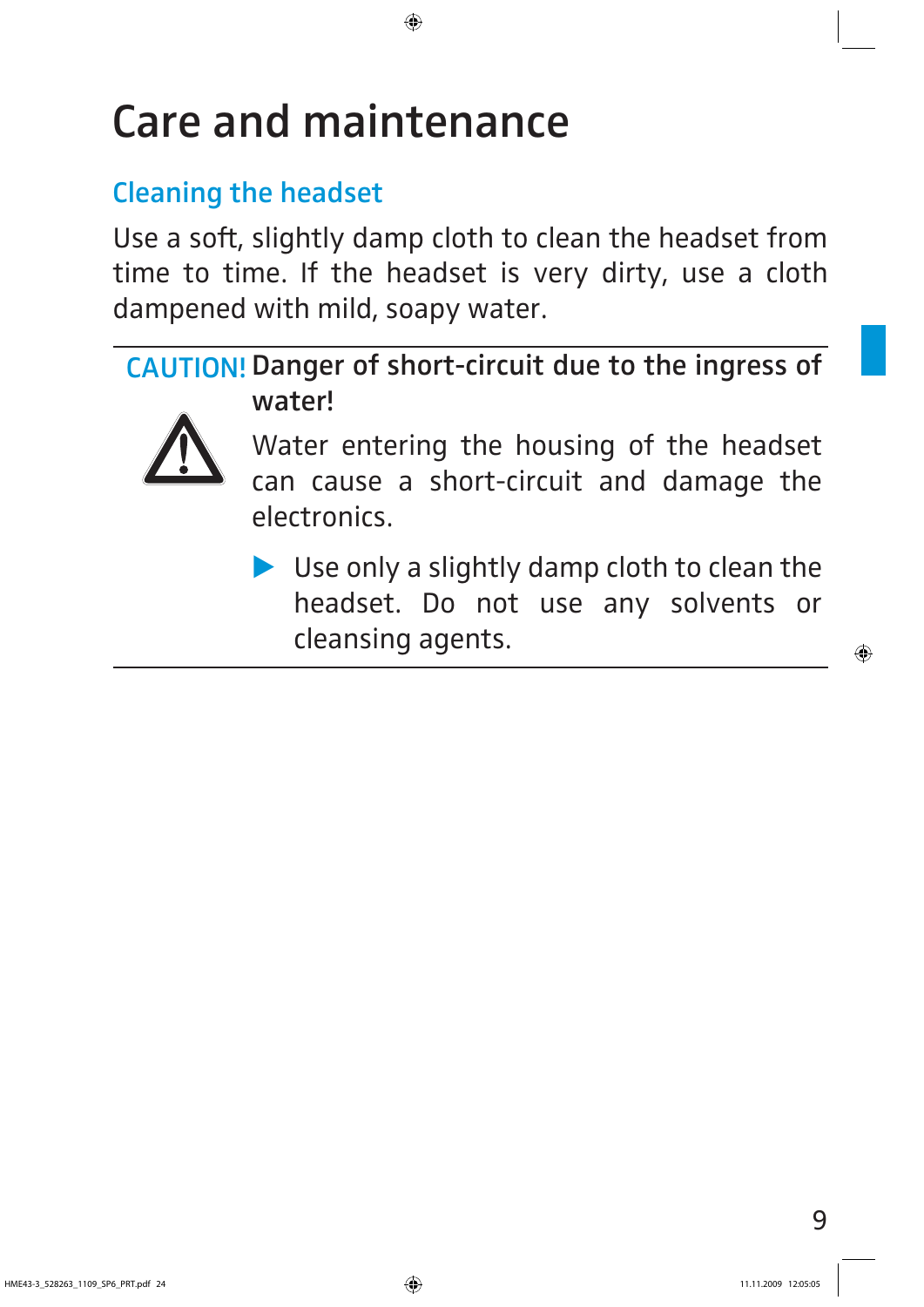# Care and maintenance

## Cleaning the headset

Use a soft, slightly damp cloth to clean the headset from time to time. If the headset is very dirty, use a cloth dampened with mild, soapy water.

---

**CAUTION!** **Danger of short-circuit due to the ingress of water!**

Water entering the housing of the headset can cause a short-circuit and damage the electronics.

- Use only a slightly damp cloth to clean the headset. Do not use any solvents or cleansing agents.

---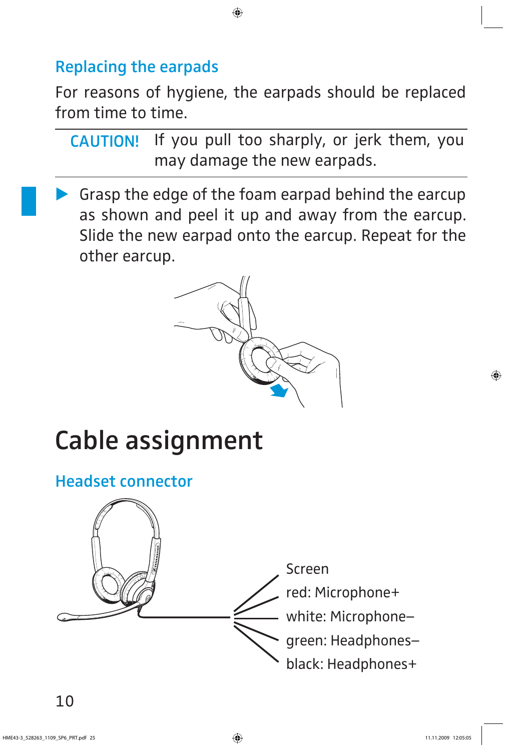## Replacing the earpads

For reasons of hygiene, the earpads should be replaced from time to time.

**CAUTION!** If you pull too sharply, or jerk them, you may damage the new earpads.

- Grasp the edge of the foam earpad behind the earcup as shown and peel it up and away from the earcup. Slide the new earpad onto the earcup. Repeat for the other earcup.

# Cable assignment

## Headset connector

Screen
red: Microphone+
white: Microphone–
green: Headphones–
black: Headphones+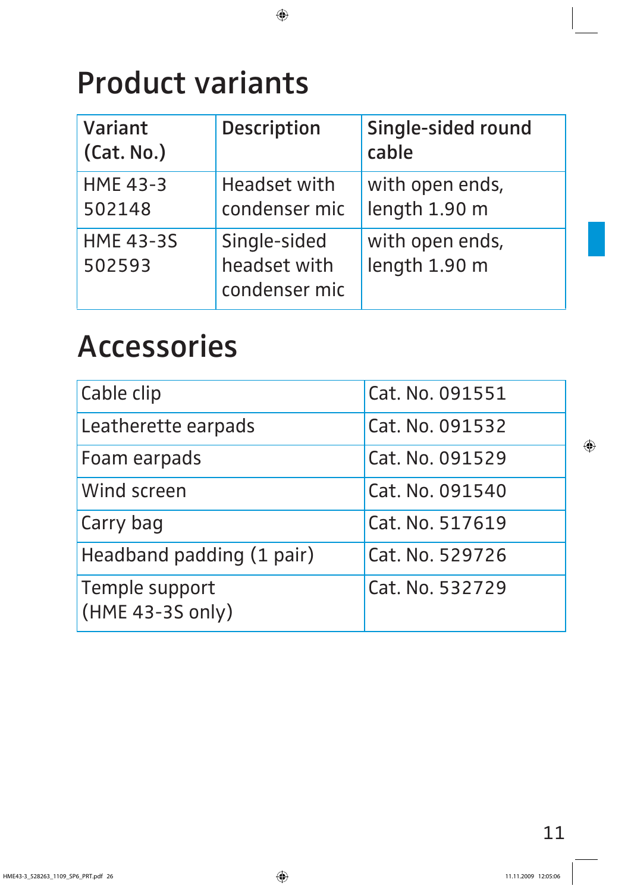# Product variants

| Variant (Cat. No.) | Description | Single-sided round cable |
|---|---|---|
| HME 43-3 502148 | Headset with condenser mic | with open ends, length 1.90 m |
| HME 43-3S 502593 | Single-sided headset with condenser mic | with open ends, length 1.90 m |

# Accessories

| | |
|---|---|
| Cable clip | Cat. No. 091551 |
| Leatherette earpads | Cat. No. 091532 |
| Foam earpads | Cat. No. 091529 |
| Wind screen | Cat. No. 091540 |
| Carry bag | Cat. No. 517619 |
| Headband padding (1 pair) | Cat. No. 529726 |
| Temple support (HME 43-3S only) | Cat. No. 532729 |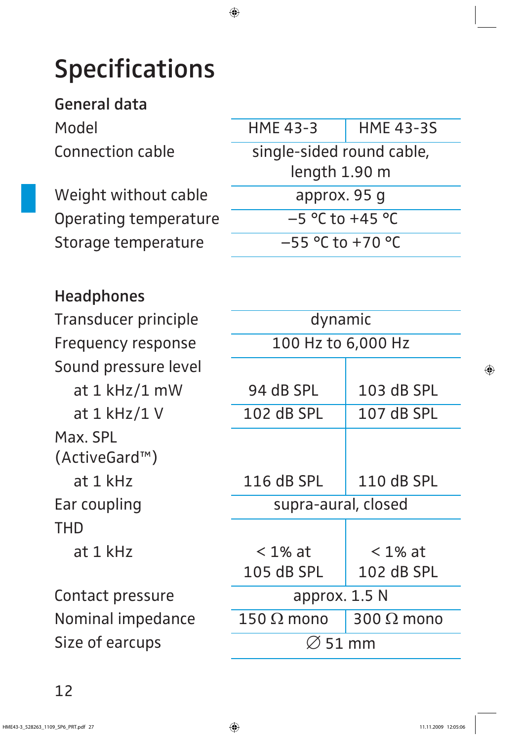# Specifications

## General data

| Model | HME 43-3 | HME 43-3S |
|---|---|---|
| Connection cable | single-sided round cable, length 1.90 m | |
| Weight without cable | approx. 95 g | |
| Operating temperature | –5 °C to +45 °C | |
| Storage temperature | –55 °C to +70 °C | |

## Headphones

| | HME 43-3 | HME 43-3S |
|---|---|---|
| Transducer principle | dynamic | |
| Frequency response | 100 Hz to 6,000 Hz | |
| Sound pressure level at 1 kHz/1 mW | 94 dB SPL | 103 dB SPL |
| at 1 kHz/1 V | 102 dB SPL | 107 dB SPL |
| Max. SPL (ActiveGard™) at 1 kHz | 116 dB SPL | 110 dB SPL |
| Ear coupling | supra-aural, closed | |
| THD at 1 kHz | < 1% at 105 dB SPL | < 1% at 102 dB SPL |
| Contact pressure | approx. 1.5 N | |
| Nominal impedance | 150 Ω mono | 300 Ω mono |
| Size of earcups | ∅ 51 mm | |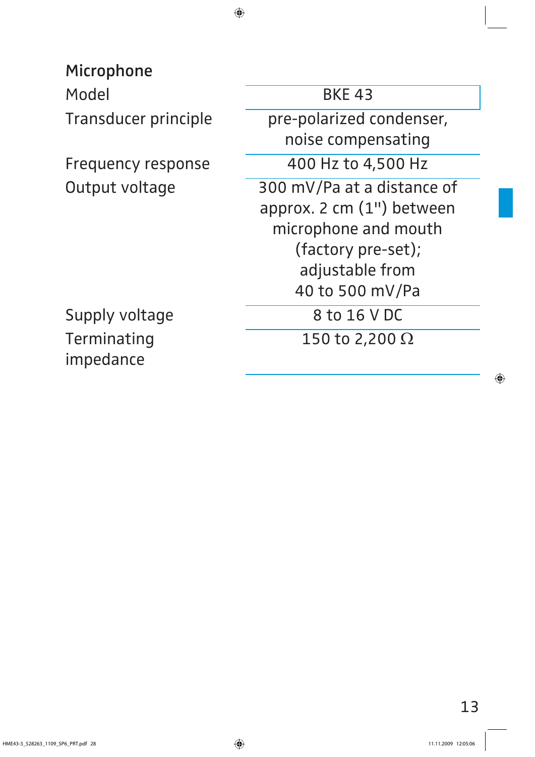## Microphone

| | |
|---|---|
| Model | BKE 43 |
| Transducer principle | pre-polarized condenser, noise compensating |
| Frequency response | 400 Hz to 4,500 Hz |
| Output voltage | 300 mV/Pa at a distance of approx. 2 cm (1") between microphone and mouth (factory pre-set); adjustable from 40 to 500 mV/Pa |
| Supply voltage | 8 to 16 V DC |
| Terminating impedance | 150 to 2,200 Ω |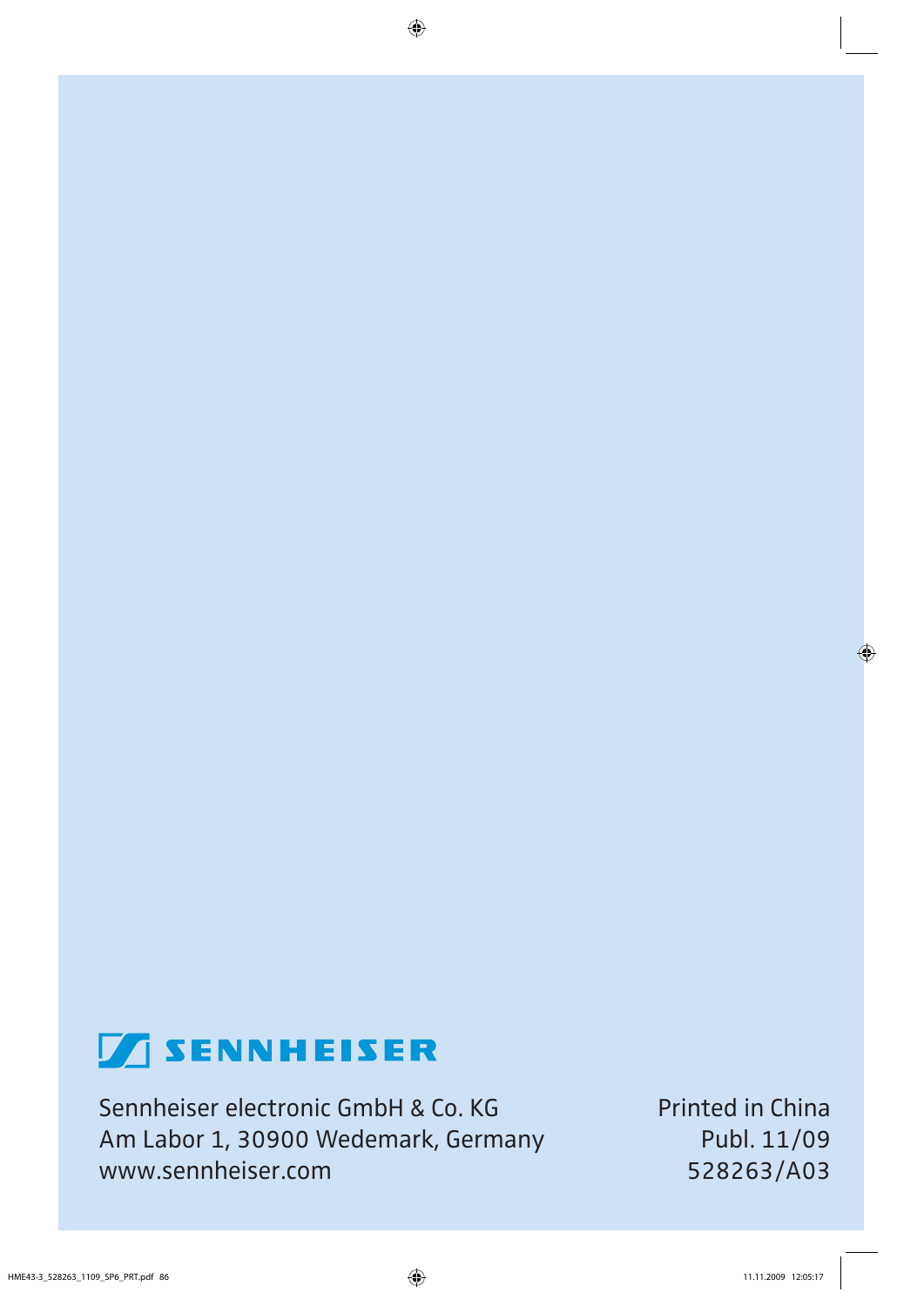SENNHEISER

Sennheiser electronic GmbH & Co. KG
Am Labor 1, 30900 Wedemark, Germany
www.sennheiser.com

Printed in China
Publ. 11/09
528263/A03